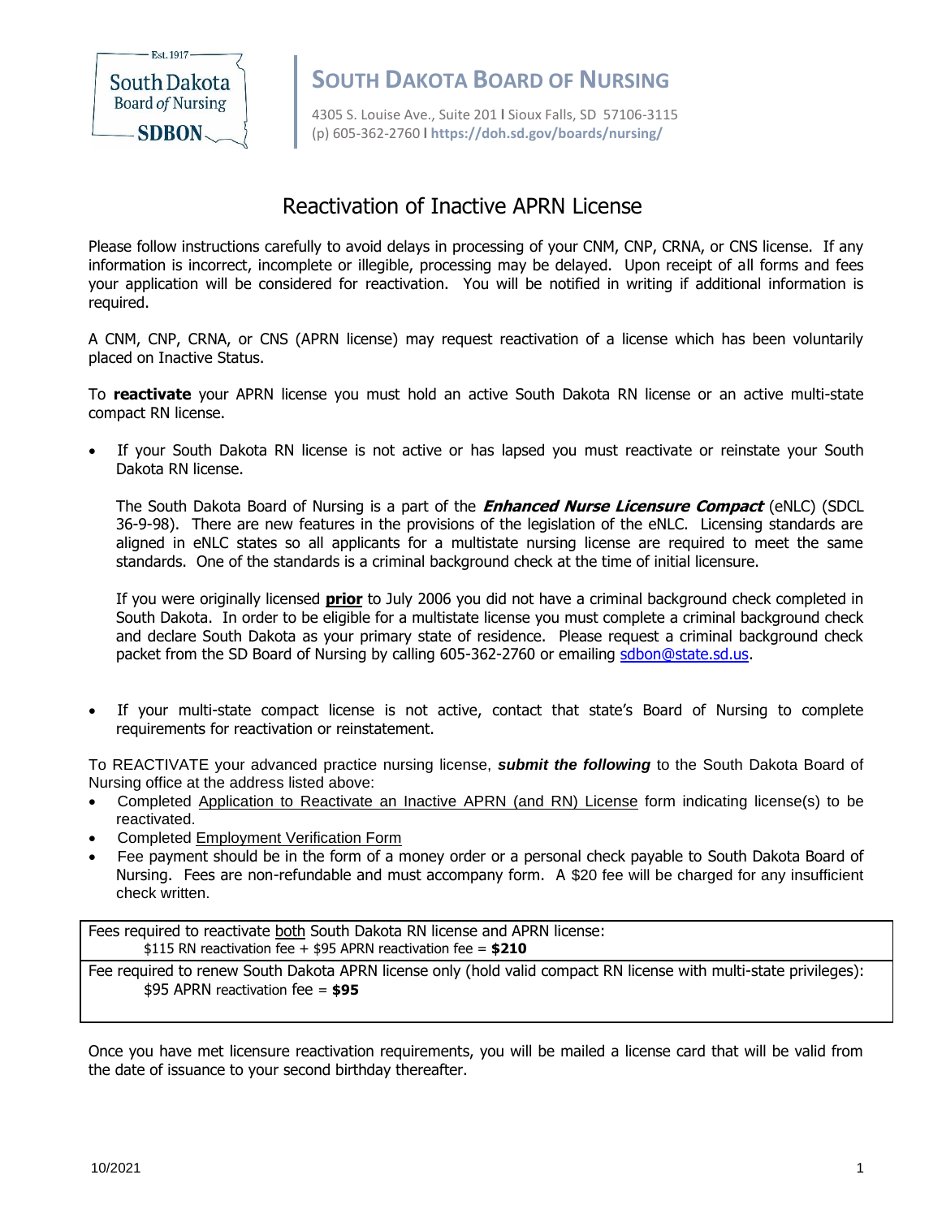South Dakota Board of Nursing

Est. 1917 — SDBON

# SOUTH DAKOTA BOARD OF NURSING

4305 S. Louise Ave., Suite 201 I Sioux Falls, SD 57106-3115
(p) 605-362-2760 I **https://doh.sd.gov/boards/nursing/**

## Reactivation of Inactive APRN License

Please follow instructions carefully to avoid delays in processing of your CNM, CNP, CRNA, or CNS license. If any information is incorrect, incomplete or illegible, processing may be delayed. Upon receipt of all forms and fees your application will be considered for reactivation. You will be notified in writing if additional information is required.

A CNM, CNP, CRNA, or CNS (APRN license) may request reactivation of a license which has been voluntarily placed on Inactive Status.

To **reactivate** your APRN license you must hold an active South Dakota RN license or an active multi-state compact RN license.

- If your South Dakota RN license is not active or has lapsed you must reactivate or reinstate your South Dakota RN license.

  The South Dakota Board of Nursing is a part of the ***Enhanced Nurse Licensure Compact*** (eNLC) (SDCL 36-9-98). There are new features in the provisions of the legislation of the eNLC. Licensing standards are aligned in eNLC states so all applicants for a multistate nursing license are required to meet the same standards. One of the standards is a criminal background check at the time of initial licensure.

  If you were originally licensed **prior** to July 2006 you did not have a criminal background check completed in South Dakota. In order to be eligible for a multistate license you must complete a criminal background check and declare South Dakota as your primary state of residence. Please request a criminal background check packet from the SD Board of Nursing by calling 605-362-2760 or emailing sdbon@state.sd.us.

- If your multi-state compact license is not active, contact that state's Board of Nursing to complete requirements for reactivation or reinstatement.

To REACTIVATE your advanced practice nursing license, ***submit the following*** to the South Dakota Board of Nursing office at the address listed above:

- Completed Application to Reactivate an Inactive APRN (and RN) License form indicating license(s) to be reactivated.
- Completed Employment Verification Form
- Fee payment should be in the form of a money order or a personal check payable to South Dakota Board of Nursing. Fees are non-refundable and must accompany form. A $20 fee will be charged for any insufficient check written.

| Fees |
| --- |
| Fees required to reactivate both South Dakota RN license and APRN license: $115 RN reactivation fee + $95 APRN reactivation fee = **$210** |
| Fee required to renew South Dakota APRN license only (hold valid compact RN license with multi-state privileges): $95 APRN reactivation fee = **$95** |

Once you have met licensure reactivation requirements, you will be mailed a license card that will be valid from the date of issuance to your second birthday thereafter.

10/2021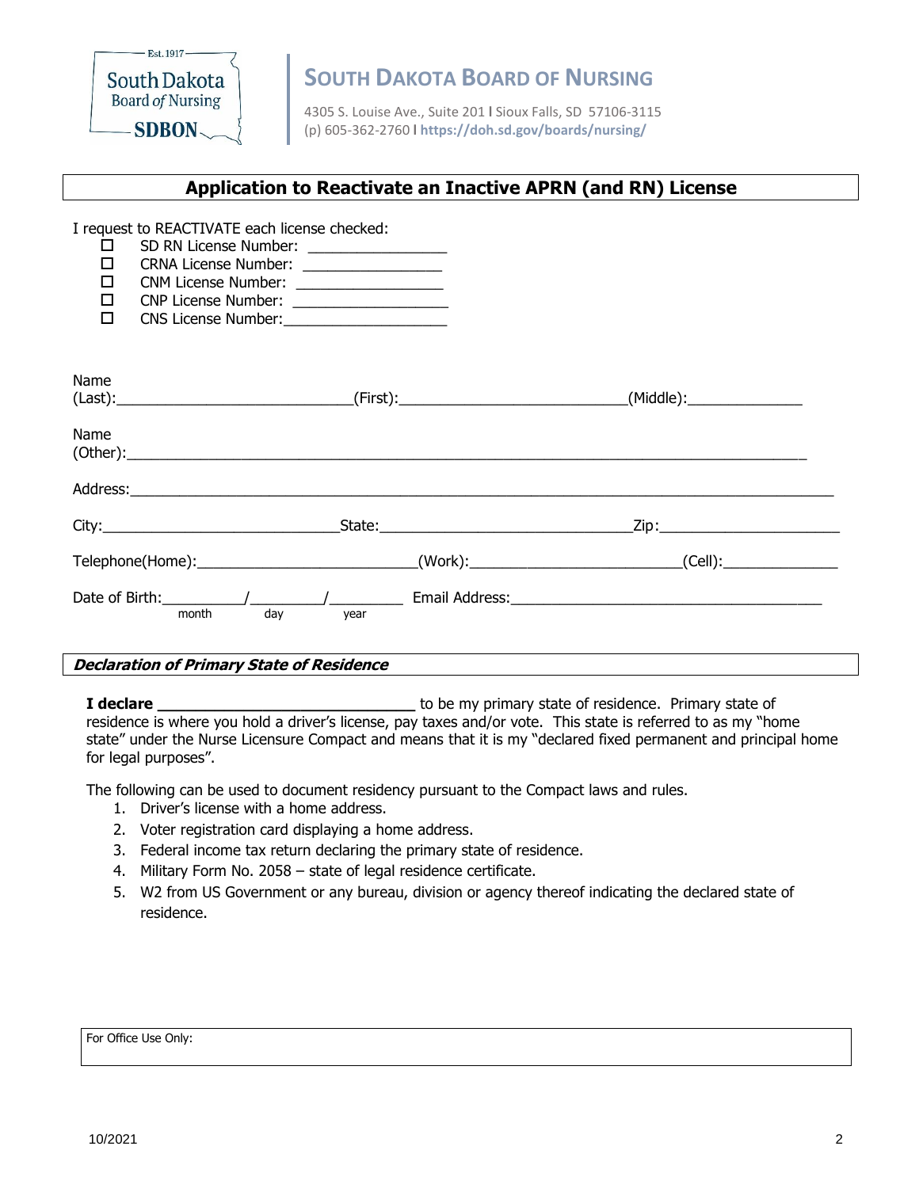South Dakota Board of Nursing
SDBON
Est. 1917

## SOUTH DAKOTA BOARD OF NURSING

4305 S. Louise Ave., Suite 201 | Sioux Falls, SD 57106-3115
(p) 605-362-2760 | https://doh.sd.gov/boards/nursing/

# Application to Reactivate an Inactive APRN (and RN) License

I request to REACTIVATE each license checked:

- ☐ SD RN License Number: ________________
- ☐ CRNA License Number: ________________
- ☐ CNM License Number: ________________
- ☐ CNP License Number: __________________
- ☐ CNS License Number: ___________________

Name (Last): ____________________________ (First): ___________________________ (Middle): ______________

Name (Other): ________________________________________________________________________________

Address: ________________________________________________________________________________

City: ____________________________ State: ______________________________ Zip: _____________________

Telephone(Home): __________________________ (Work): _________________________ (Cell): ______________

Date of Birth: _________/_________/_________ Email Address: _____________________________________
(month / day / year)

### *Declaration of Primary State of Residence*

**I declare** ______________________________ to be my primary state of residence. Primary state of residence is where you hold a driver's license, pay taxes and/or vote. This state is referred to as my "home state" under the Nurse Licensure Compact and means that it is my "declared fixed permanent and principal home for legal purposes".

The following can be used to document residency pursuant to the Compact laws and rules.

1. Driver's license with a home address.
2. Voter registration card displaying a home address.
3. Federal income tax return declaring the primary state of residence.
4. Military Form No. 2058 – state of legal residence certificate.
5. W2 from US Government or any bureau, division or agency thereof indicating the declared state of residence.

For Office Use Only:

10/2021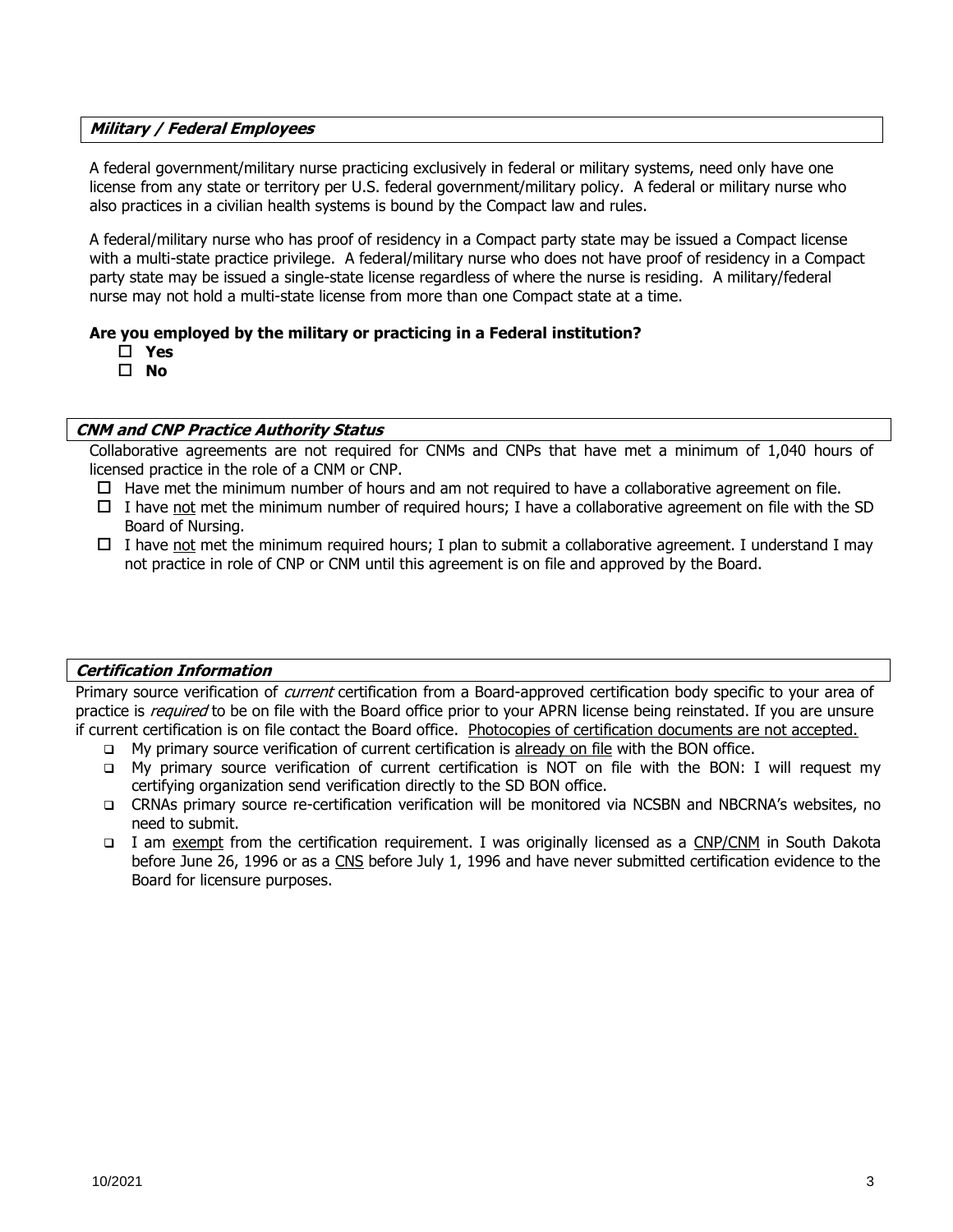### ***Military / Federal Employees***

A federal government/military nurse practicing exclusively in federal or military systems, need only have one license from any state or territory per U.S. federal government/military policy. A federal or military nurse who also practices in a civilian health systems is bound by the Compact law and rules.

A federal/military nurse who has proof of residency in a Compact party state may be issued a Compact license with a multi-state practice privilege. A federal/military nurse who does not have proof of residency in a Compact party state may be issued a single-state license regardless of where the nurse is residing. A military/federal nurse may not hold a multi-state license from more than one Compact state at a time.

**Are you employed by the military or practicing in a Federal institution?**

- ☐ **Yes**
- ☐ **No**

### ***CNM and CNP Practice Authority Status***

Collaborative agreements are not required for CNMs and CNPs that have met a minimum of 1,040 hours of licensed practice in the role of a CNM or CNP.

- ☐ Have met the minimum number of hours and am not required to have a collaborative agreement on file.
- ☐ I have <u>not</u> met the minimum number of required hours; I have a collaborative agreement on file with the SD Board of Nursing.
- ☐ I have <u>not</u> met the minimum required hours; I plan to submit a collaborative agreement. I understand I may not practice in role of CNP or CNM until this agreement is on file and approved by the Board.

### ***Certification Information***

Primary source verification of *current* certification from a Board-approved certification body specific to your area of practice is *required* to be on file with the Board office prior to your APRN license being reinstated. If you are unsure if current certification is on file contact the Board office. <u>Photocopies of certification documents are not accepted.</u>

- ❑ My primary source verification of current certification is <u>already on file</u> with the BON office.
- ❑ My primary source verification of current certification is NOT on file with the BON: I will request my certifying organization send verification directly to the SD BON office.
- ❑ CRNAs primary source re-certification verification will be monitored via NCSBN and NBCRNA's websites, no need to submit.
- ❑ I am <u>exempt</u> from the certification requirement. I was originally licensed as a <u>CNP/CNM</u> in South Dakota before June 26, 1996 or as a <u>CNS</u> before July 1, 1996 and have never submitted certification evidence to the Board for licensure purposes.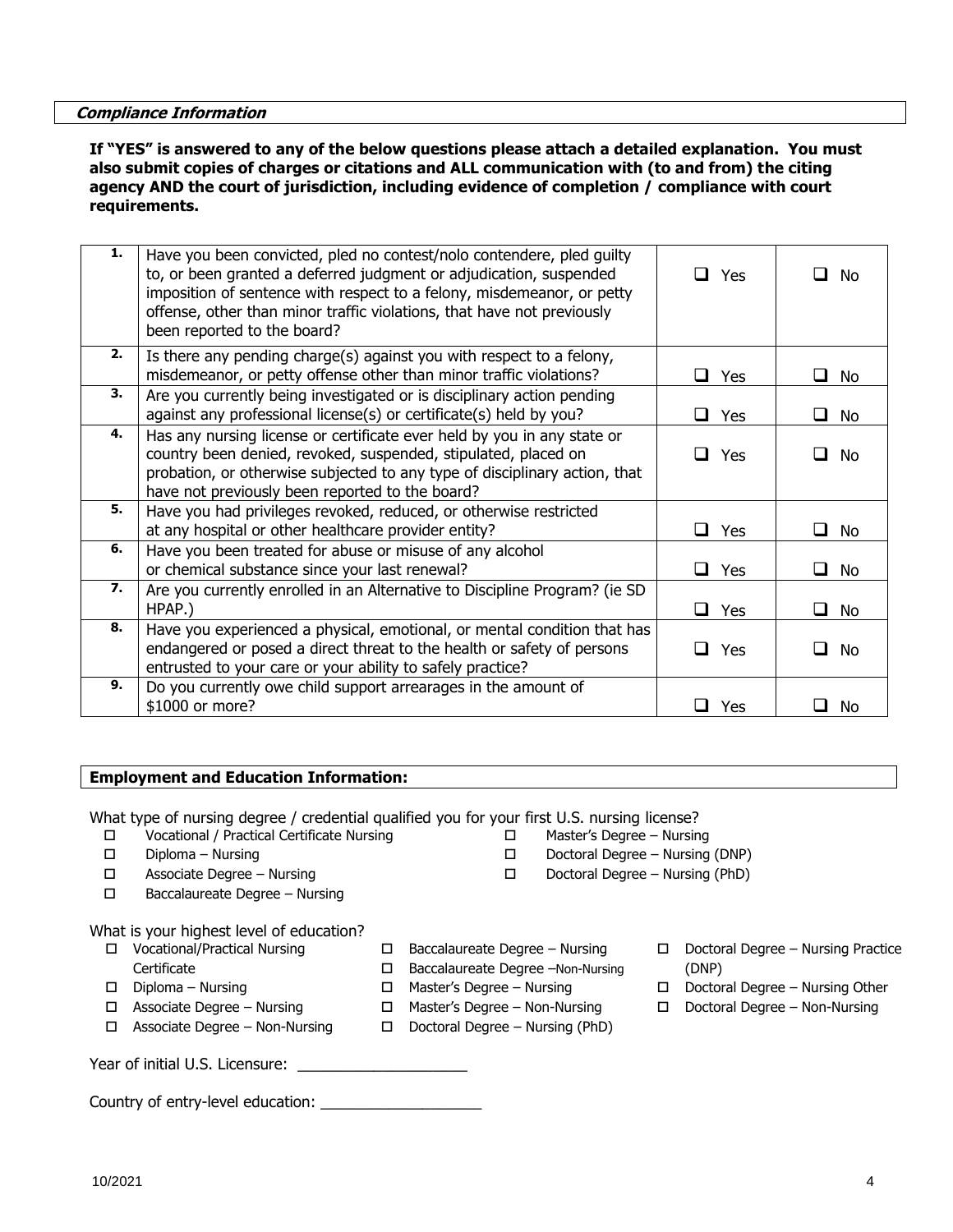## *Compliance Information*

**If "YES" is answered to any of the below questions please attach a detailed explanation. You must also submit copies of charges or citations and ALL communication with (to and from) the citing agency AND the court of jurisdiction, including evidence of completion / compliance with court requirements.**

| | | | |
|---|---|---|---|
| **1.** | Have you been convicted, pled no contest/nolo contendere, pled guilty to, or been granted a deferred judgment or adjudication, suspended imposition of sentence with respect to a felony, misdemeanor, or petty offense, other than minor traffic violations, that have not previously been reported to the board? | ☐ Yes | ☐ No |
| **2.** | Is there any pending charge(s) against you with respect to a felony, misdemeanor, or petty offense other than minor traffic violations? | ☐ Yes | ☐ No |
| **3.** | Are you currently being investigated or is disciplinary action pending against any professional license(s) or certificate(s) held by you? | ☐ Yes | ☐ No |
| **4.** | Has any nursing license or certificate ever held by you in any state or country been denied, revoked, suspended, stipulated, placed on probation, or otherwise subjected to any type of disciplinary action, that have not previously been reported to the board? | ☐ Yes | ☐ No |
| **5.** | Have you had privileges revoked, reduced, or otherwise restricted at any hospital or other healthcare provider entity? | ☐ Yes | ☐ No |
| **6.** | Have you been treated for abuse or misuse of any alcohol or chemical substance since your last renewal? | ☐ Yes | ☐ No |
| **7.** | Are you currently enrolled in an Alternative to Discipline Program? (ie SD HPAP.) | ☐ Yes | ☐ No |
| **8.** | Have you experienced a physical, emotional, or mental condition that has endangered or posed a direct threat to the health or safety of persons entrusted to your care or your ability to safely practice? | ☐ Yes | ☐ No |
| **9.** | Do you currently owe child support arrearages in the amount of $1000 or more? | ☐ Yes | ☐ No |

## Employment and Education Information:

What type of nursing degree / credential qualified you for your first U.S. nursing license?

- ☐ Vocational / Practical Certificate Nursing
- ☐ Diploma – Nursing
- ☐ Associate Degree – Nursing
- ☐ Baccalaureate Degree – Nursing
- ☐ Master's Degree – Nursing
- ☐ Doctoral Degree – Nursing (DNP)
- ☐ Doctoral Degree – Nursing (PhD)

What is your highest level of education?

- ☐ Vocational/Practical Nursing Certificate
- ☐ Diploma – Nursing
- ☐ Associate Degree – Nursing
- ☐ Associate Degree – Non-Nursing
- ☐ Baccalaureate Degree – Nursing
- ☐ Baccalaureate Degree –Non-Nursing
- ☐ Master's Degree – Nursing
- ☐ Master's Degree – Non-Nursing
- ☐ Doctoral Degree – Nursing (PhD)
- ☐ Doctoral Degree – Nursing Practice (DNP)
- ☐ Doctoral Degree – Nursing Other
- ☐ Doctoral Degree – Non-Nursing

Year of initial U.S. Licensure: ____________________

Country of entry-level education: ___________________

10/2021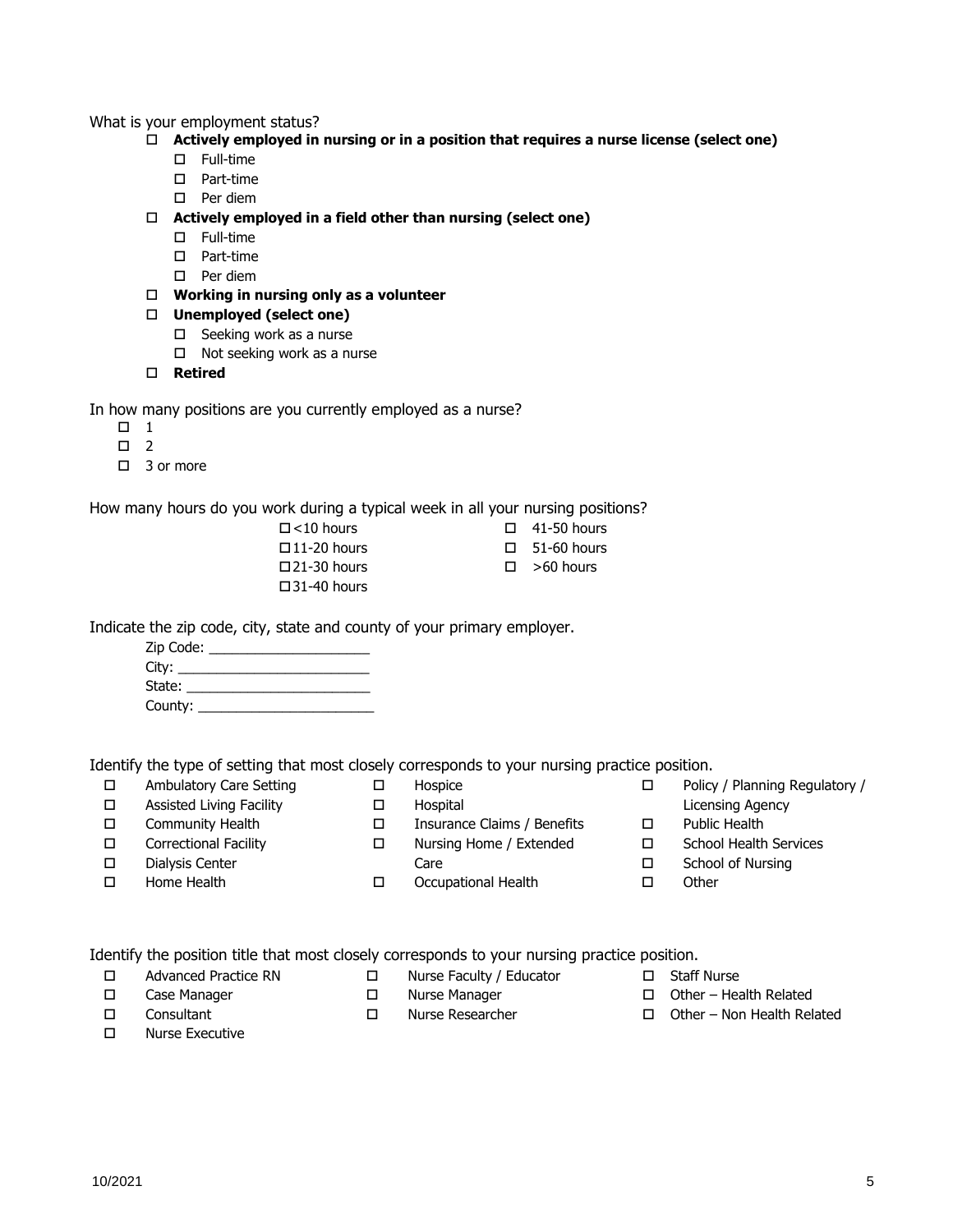What is your employment status?

- ☐ **Actively employed in nursing or in a position that requires a nurse license (select one)**
  - ☐ Full-time
  - ☐ Part-time
  - ☐ Per diem
- ☐ **Actively employed in a field other than nursing (select one)**
  - ☐ Full-time
  - ☐ Part-time
  - ☐ Per diem
- ☐ **Working in nursing only as a volunteer**
- ☐ **Unemployed (select one)**
  - ☐ Seeking work as a nurse
  - ☐ Not seeking work as a nurse
- ☐ **Retired**

In how many positions are you currently employed as a nurse?

- ☐ 1
- ☐ 2
- ☐ 3 or more

How many hours do you work during a typical week in all your nursing positions?

- ☐ <10 hours
- ☐ 11-20 hours
- ☐ 21-30 hours
- ☐ 31-40 hours
- ☐ 41-50 hours
- ☐ 51-60 hours
- ☐ >60 hours

Indicate the zip code, city, state and county of your primary employer.

Zip Code: ____________________

City: ________________________

State: _______________________

County: ______________________

Identify the type of setting that most closely corresponds to your nursing practice position.

- ☐ Ambulatory Care Setting
- ☐ Assisted Living Facility
- ☐ Community Health
- ☐ Correctional Facility
- ☐ Dialysis Center
- ☐ Home Health
- ☐ Hospice
- ☐ Hospital
- ☐ Insurance Claims / Benefits
- ☐ Nursing Home / Extended Care
- ☐ Occupational Health
- ☐ Policy / Planning Regulatory / Licensing Agency
- ☐ Public Health
- ☐ School Health Services
- ☐ School of Nursing
- ☐ Other

Identify the position title that most closely corresponds to your nursing practice position.

- ☐ Advanced Practice RN
- ☐ Case Manager
- ☐ Consultant
- ☐ Nurse Executive
- ☐ Nurse Faculty / Educator
- ☐ Nurse Manager
- ☐ Nurse Researcher
- ☐ Staff Nurse
- ☐ Other – Health Related
- ☐ Other – Non Health Related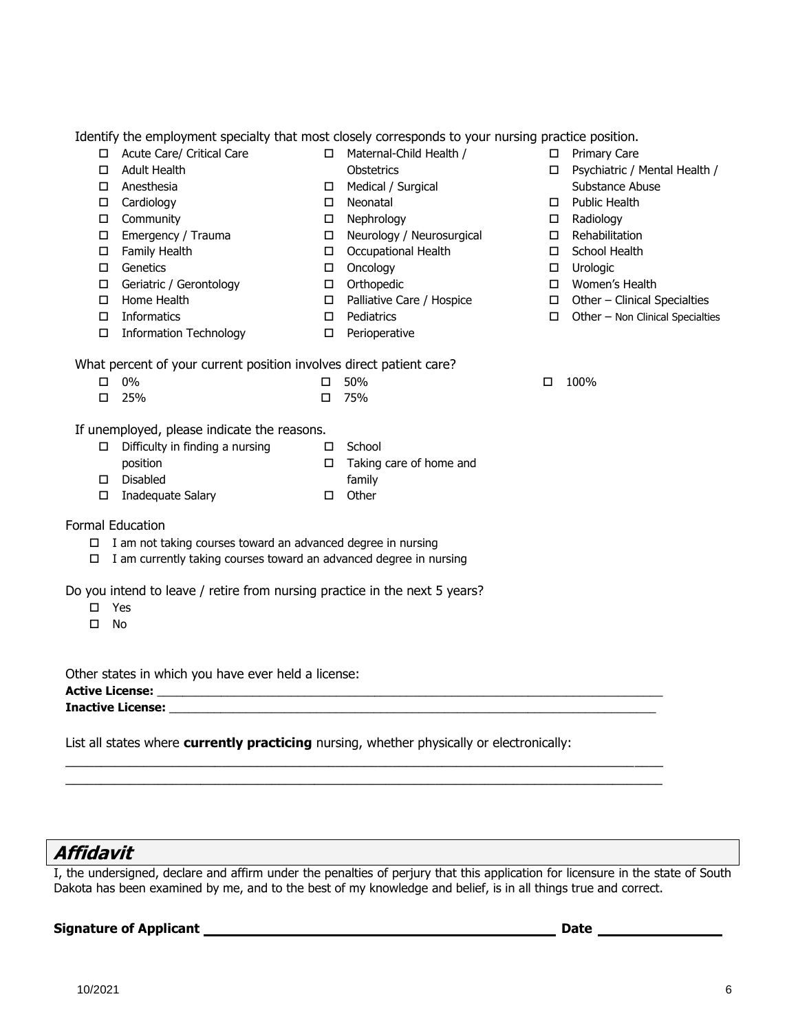Identify the employment specialty that most closely corresponds to your nursing practice position.

- ☐ Acute Care/ Critical Care
- ☐ Adult Health
- ☐ Anesthesia
- ☐ Cardiology
- ☐ Community
- ☐ Emergency / Trauma
- ☐ Family Health
- ☐ Genetics
- ☐ Geriatric / Gerontology
- ☐ Home Health
- ☐ Informatics
- ☐ Information Technology
- ☐ Maternal-Child Health / Obstetrics
- ☐ Medical / Surgical
- ☐ Neonatal
- ☐ Nephrology
- ☐ Neurology / Neurosurgical
- ☐ Occupational Health
- ☐ Oncology
- ☐ Orthopedic
- ☐ Palliative Care / Hospice
- ☐ Pediatrics
- ☐ Perioperative
- ☐ Primary Care
- ☐ Psychiatric / Mental Health / Substance Abuse
- ☐ Public Health
- ☐ Radiology
- ☐ Rehabilitation
- ☐ School Health
- ☐ Urologic
- ☐ Women's Health
- ☐ Other – Clinical Specialties
- ☐ Other – Non Clinical Specialties

What percent of your current position involves direct patient care?

- ☐ 0%
- ☐ 25%
- ☐ 50%
- ☐ 75%
- ☐ 100%

If unemployed, please indicate the reasons.

- ☐ Difficulty in finding a nursing position
- ☐ Disabled
- ☐ Inadequate Salary
- ☐ School
- ☐ Taking care of home and family
- ☐ Other

Formal Education

- ☐ I am not taking courses toward an advanced degree in nursing
- ☐ I am currently taking courses toward an advanced degree in nursing

Do you intend to leave / retire from nursing practice in the next 5 years?

- ☐ Yes
- ☐ No

Other states in which you have ever held a license:

**Active License:** ______________________________________________

**Inactive License:** ______________________________________________

List all states where **currently practicing** nursing, whether physically or electronically:

______________________________________________

______________________________________________

## *Affidavit*

I, the undersigned, declare and affirm under the penalties of perjury that this application for licensure in the state of South Dakota has been examined by me, and to the best of my knowledge and belief, is in all things true and correct.

**Signature of Applicant** ______________________________ **Date** ______________

10/2021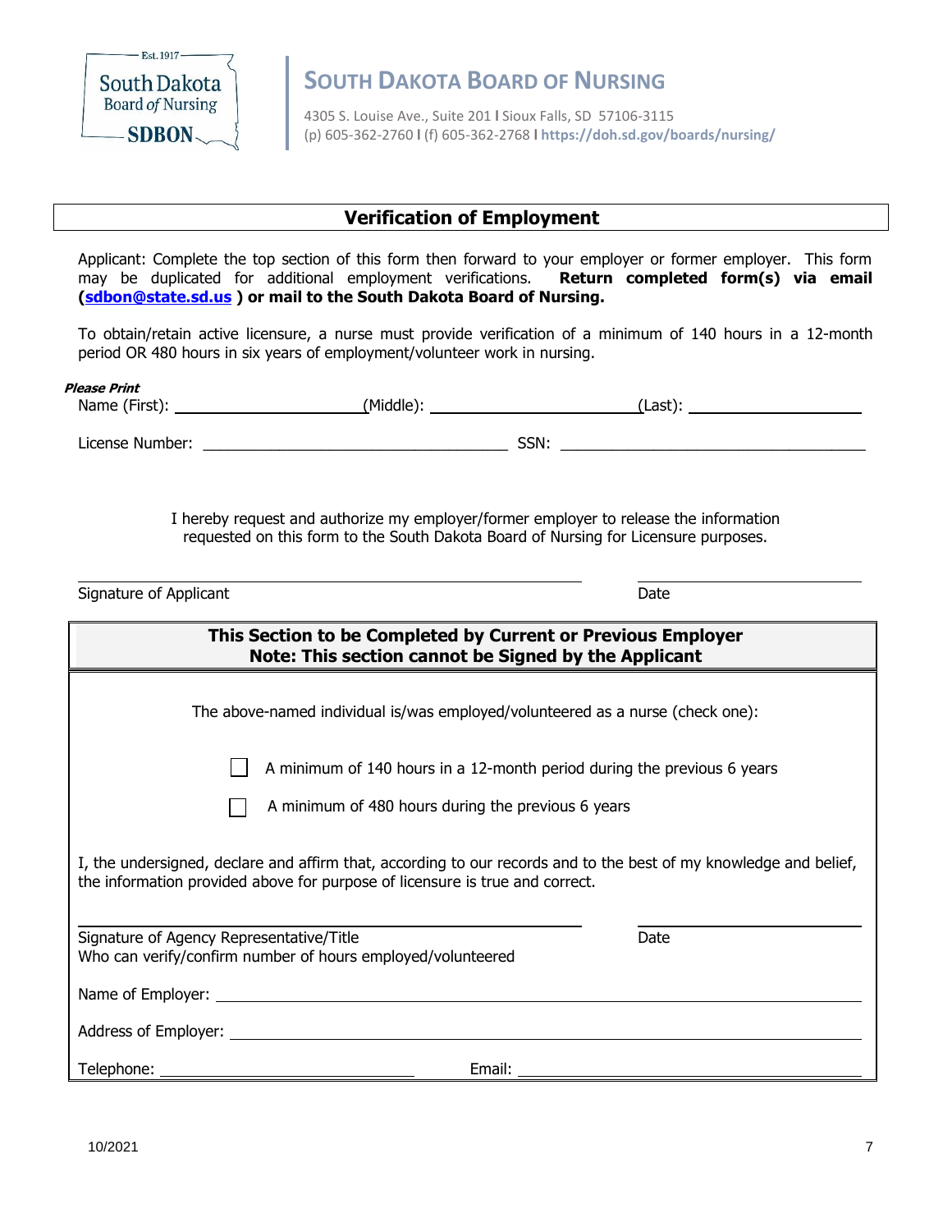South Dakota Board of Nursing
SDBON
Est. 1917

# SOUTH DAKOTA BOARD OF NURSING

4305 S. Louise Ave., Suite 201 | Sioux Falls, SD 57106-3115
(p) 605-362-2760 | (f) 605-362-2768 | https://doh.sd.gov/boards/nursing/

## Verification of Employment

Applicant: Complete the top section of this form then forward to your employer or former employer. This form may be duplicated for additional employment verifications. **Return completed form(s) via email (sdbon@state.sd.us) or mail to the South Dakota Board of Nursing.**

To obtain/retain active licensure, a nurse must provide verification of a minimum of 140 hours in a 12-month period OR 480 hours in six years of employment/volunteer work in nursing.

***Please Print***

Name (First): ____________________ (Middle): ____________________ (Last): ____________________

License Number: ________________________________ SSN: ________________________________

I hereby request and authorize my employer/former employer to release the information requested on this form to the South Dakota Board of Nursing for Licensure purposes.

________________________________________ ____________________

Signature of Applicant Date

**This Section to be Completed by Current or Previous Employer**
**Note: This section cannot be Signed by the Applicant**

The above-named individual is/was employed/volunteered as a nurse (check one):

☐ A minimum of 140 hours in a 12-month period during the previous 6 years

☐ A minimum of 480 hours during the previous 6 years

I, the undersigned, declare and affirm that, according to our records and to the best of my knowledge and belief, the information provided above for purpose of licensure is true and correct.

________________________________________ ____________________

Signature of Agency Representative/Title Date
Who can verify/confirm number of hours employed/volunteered

Name of Employer: ________________________________________________________________

Address of Employer: ______________________________________________________________

Telephone: ____________________________ Email: ____________________________________

10/2021